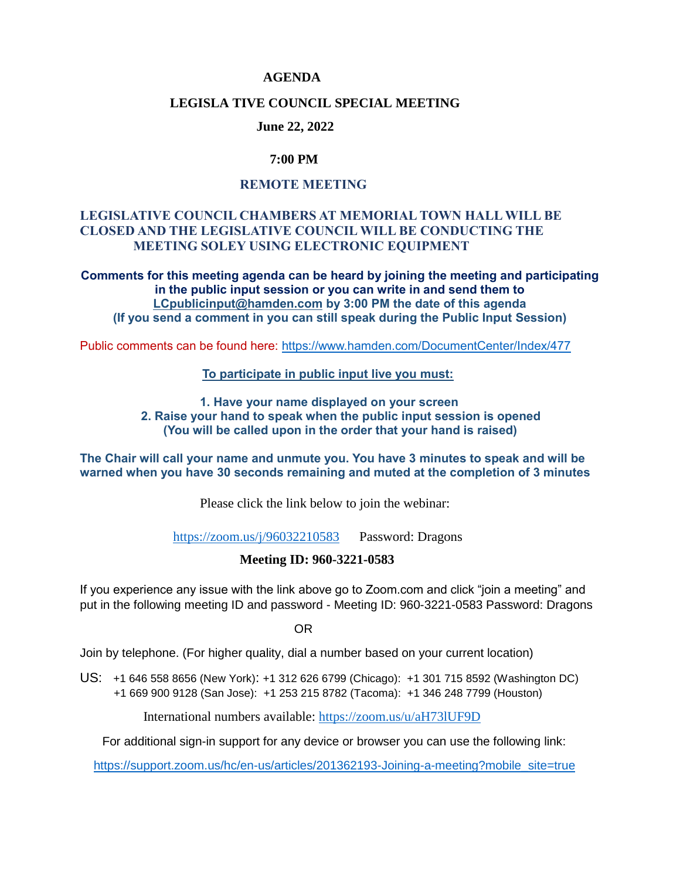# AGENDA

## LEGISLA TIVE COUNCIL SPECIAL MEETING

**June 22, 2022**

**7:00 PM**

**REMOTE MEETING**

**LEGISLATIVE COUNCIL CHAMBERS AT MEMORIAL TOWN HALL WILL BE CLOSED AND THE LEGISLATIVE COUNCIL WILL BE CONDUCTING THE MEETING SOLEY USING ELECTRONIC EQUIPMENT**

**Comments for this meeting agenda can be heard by joining the meeting and participating in the public input session or you can write in and send them to LCpublicinput@hamden.com by 3:00 PM the date of this agenda (If you send a comment in you can still speak during the Public Input Session)**

Public comments can be found here: https://www.hamden.com/DocumentCenter/Index/477

**To participate in public input live you must:**

**1. Have your name displayed on your screen**
**2. Raise your hand to speak when the public input session is opened (You will be called upon in the order that your hand is raised)**

**The Chair will call your name and unmute you. You have 3 minutes to speak and will be warned when you have 30 seconds remaining and muted at the completion of 3 minutes**

Please click the link below to join the webinar:

https://zoom.us/j/96032210583 Password: Dragons

**Meeting ID: 960-3221-0583**

If you experience any issue with the link above go to Zoom.com and click "join a meeting" and put in the following meeting ID and password - Meeting ID: 960-3221-0583 Password: Dragons

OR

Join by telephone. (For higher quality, dial a number based on your current location)

US: +1 646 558 8656 (New York): +1 312 626 6799 (Chicago): +1 301 715 8592 (Washington DC)
+1 669 900 9128 (San Jose): +1 253 215 8782 (Tacoma): +1 346 248 7799 (Houston)

International numbers available: https://zoom.us/u/aH73lUF9D

For additional sign-in support for any device or browser you can use the following link:

https://support.zoom.us/hc/en-us/articles/201362193-Joining-a-meeting?mobile_site=true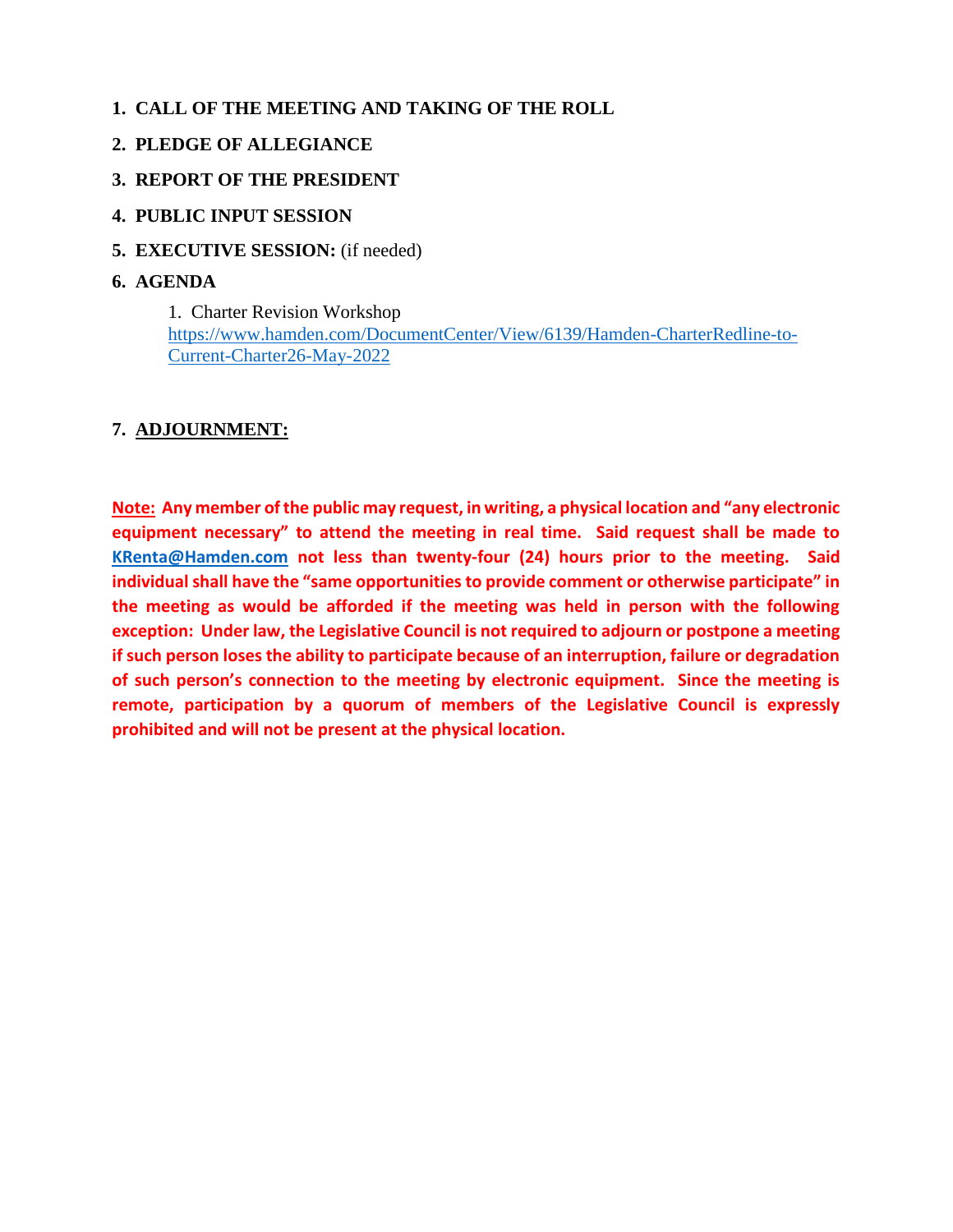1. **CALL OF THE MEETING AND TAKING OF THE ROLL**
2. **PLEDGE OF ALLEGIANCE**
3. **REPORT OF THE PRESIDENT**
4. **PUBLIC INPUT SESSION**
5. **EXECUTIVE SESSION:** (if needed)
6. **AGENDA**

    1. Charter Revision Workshop
    https://www.hamden.com/DocumentCenter/View/6139/Hamden-CharterRedline-to-Current-Charter26-May-2022

7. **ADJOURNMENT:**

**Note: Any member of the public may request, in writing, a physical location and "any electronic equipment necessary" to attend the meeting in real time. Said request shall be made to KRenta@Hamden.com not less than twenty-four (24) hours prior to the meeting. Said individual shall have the "same opportunities to provide comment or otherwise participate" in the meeting as would be afforded if the meeting was held in person with the following exception: Under law, the Legislative Council is not required to adjourn or postpone a meeting if such person loses the ability to participate because of an interruption, failure or degradation of such person's connection to the meeting by electronic equipment. Since the meeting is remote, participation by a quorum of members of the Legislative Council is expressly prohibited and will not be present at the physical location.**